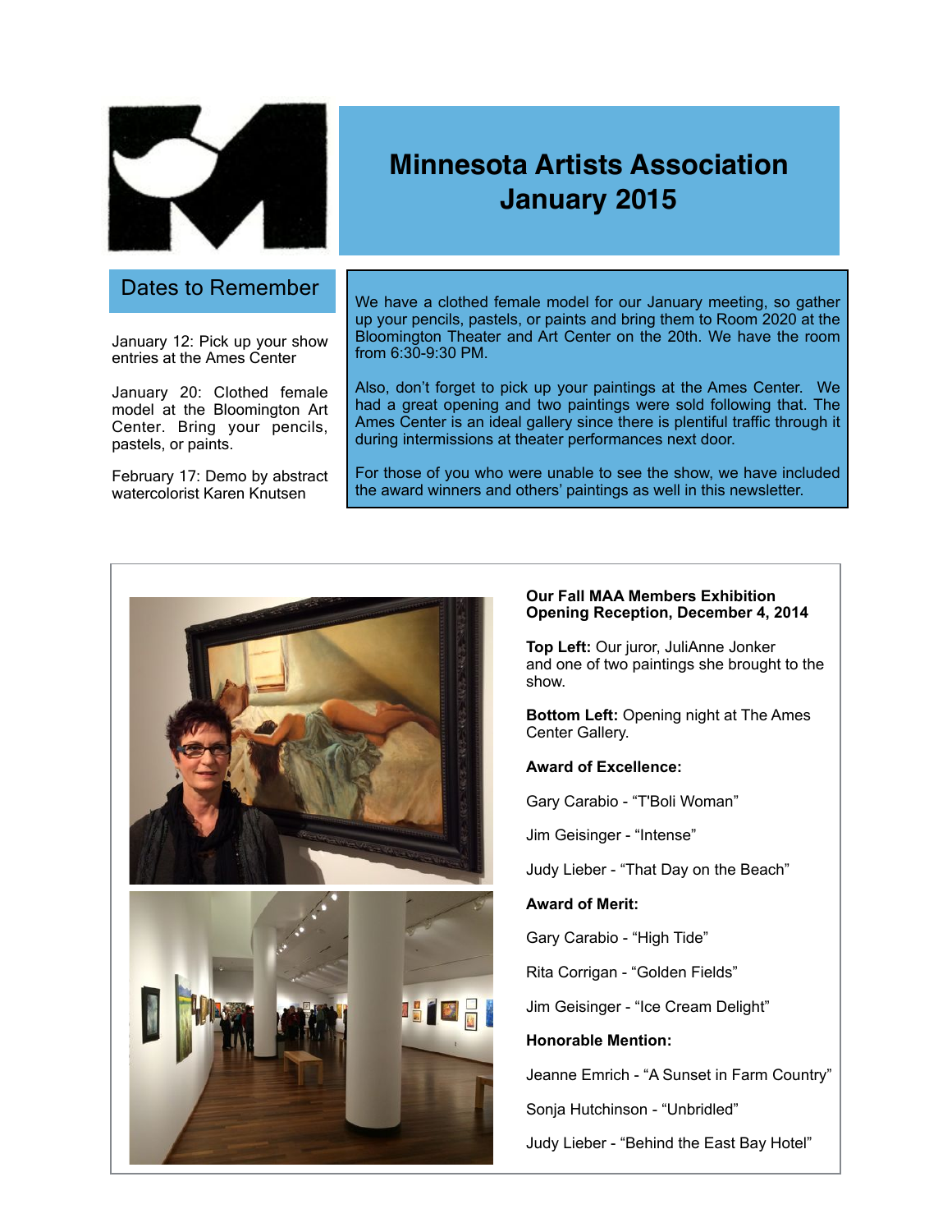# Minnesota Artists Association
# January 2015

## Dates to Remember

January 12: Pick up your show entries at the Ames Center

January 20: Clothed female model at the Bloomington Art Center. Bring your pencils, pastels, or paints.

February 17: Demo by abstract watercolorist Karen Knutsen

We have a clothed female model for our January meeting, so gather up your pencils, pastels, or paints and bring them to Room 2020 at the Bloomington Theater and Art Center on the 20th. We have the room from 6:30-9:30 PM.

Also, don't forget to pick up your paintings at the Ames Center. We had a great opening and two paintings were sold following that. The Ames Center is an ideal gallery since there is plentiful traffic through it during intermissions at theater performances next door.

For those of you who were unable to see the show, we have included the award winners and others' paintings as well in this newsletter.

**Our Fall MAA Members Exhibition**
**Opening Reception, December 4, 2014**

**Top Left:** Our juror, JuliAnne Jonker and one of two paintings she brought to the show.

**Bottom Left:** Opening night at The Ames Center Gallery.

**Award of Excellence:**

Gary Carabio - "T'Boli Woman"

Jim Geisinger - "Intense"

Judy Lieber - "That Day on the Beach"

**Award of Merit:**

Gary Carabio - "High Tide"

Rita Corrigan - "Golden Fields"

Jim Geisinger - "Ice Cream Delight"

**Honorable Mention:**

Jeanne Emrich - "A Sunset in Farm Country"

Sonja Hutchinson - "Unbridled"

Judy Lieber - "Behind the East Bay Hotel"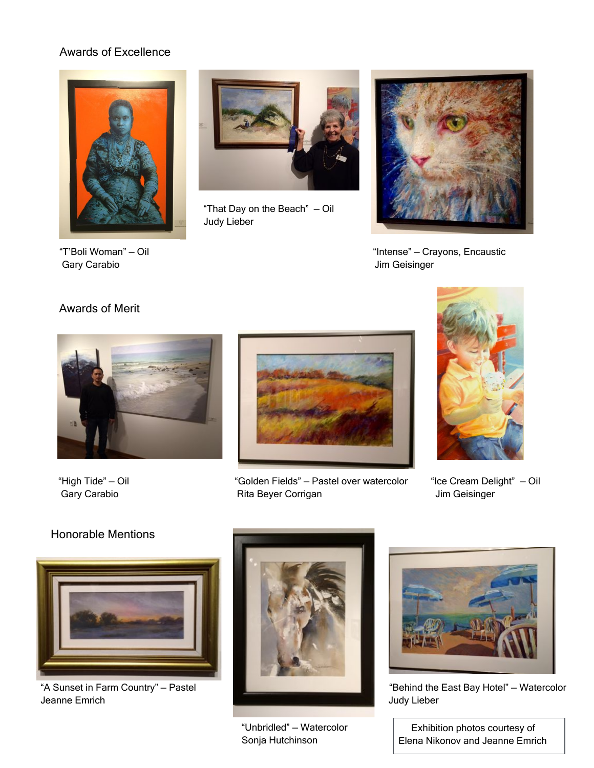## Awards of Excellence

"T'Boli Woman" – Oil
Gary Carabio

"That Day on the Beach" – Oil
Judy Lieber

"Intense" – Crayons, Encaustic
Jim Geisinger

## Awards of Merit

"High Tide" – Oil
Gary Carabio

"Golden Fields" – Pastel over watercolor
Rita Beyer Corrigan

"Ice Cream Delight" – Oil
Jim Geisinger

## Honorable Mentions

"A Sunset in Farm Country" – Pastel
Jeanne Emrich

"Unbridled" – Watercolor
Sonja Hutchinson

"Behind the East Bay Hotel" – Watercolor
Judy Lieber

Exhibition photos courtesy of Elena Nikonov and Jeanne Emrich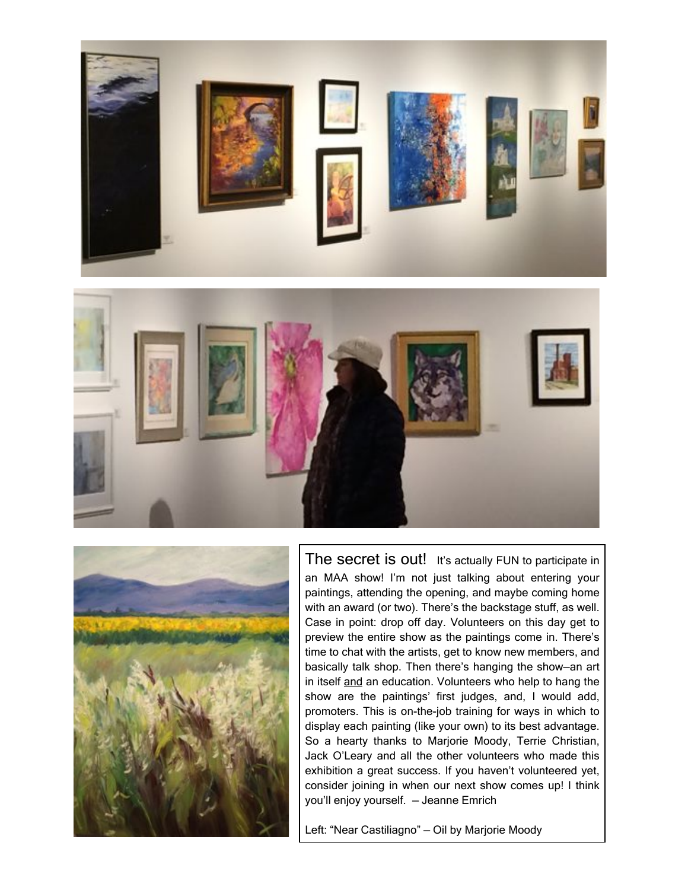**The secret is out!** It's actually FUN to participate in an MAA show! I'm not just talking about entering your paintings, attending the opening, and maybe coming home with an award (or two). There's the backstage stuff, as well. Case in point: drop off day. Volunteers on this day get to preview the entire show as the paintings come in. There's time to chat with the artists, get to know new members, and basically talk shop. Then there's hanging the show—an art in itself and an education. Volunteers who help to hang the show are the paintings' first judges, and, I would add, promoters. This is on-the-job training for ways in which to display each painting (like your own) to its best advantage. So a hearty thanks to Marjorie Moody, Terrie Christian, Jack O'Leary and all the other volunteers who made this exhibition a great success. If you haven't volunteered yet, consider joining in when our next show comes up! I think you'll enjoy yourself. — Jeanne Emrich

Left: "Near Castiliagno" — Oil by Marjorie Moody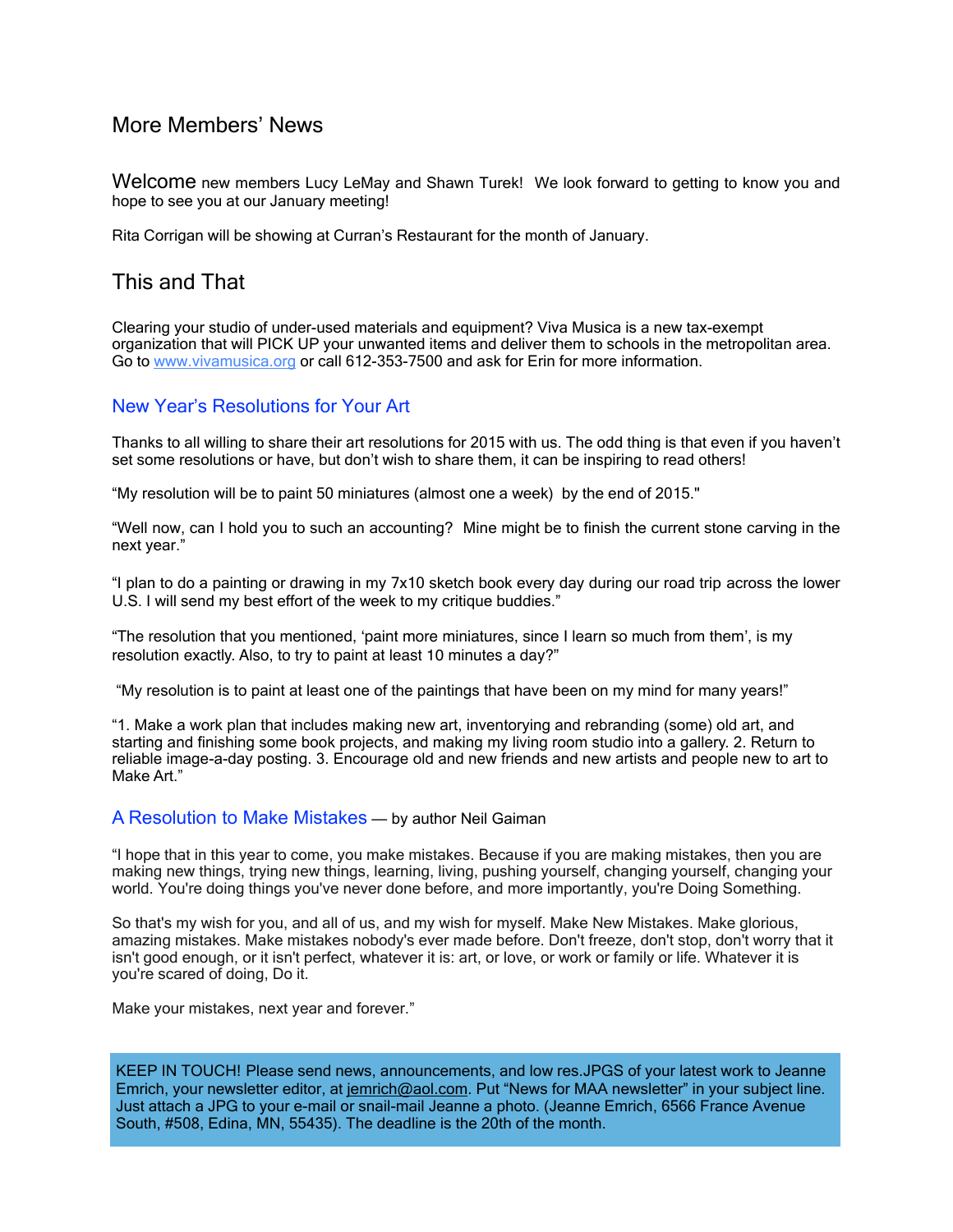## More Members' News

Welcome new members Lucy LeMay and Shawn Turek! We look forward to getting to know you and hope to see you at our January meeting!

Rita Corrigan will be showing at Curran's Restaurant for the month of January.

## This and That

Clearing your studio of under-used materials and equipment? Viva Musica is a new tax-exempt organization that will PICK UP your unwanted items and deliver them to schools in the metropolitan area. Go to [www.vivamusica.org](http://www.vivamusica.org) or call 612-353-7500 and ask for Erin for more information.

### New Year's Resolutions for Your Art

Thanks to all willing to share their art resolutions for 2015 with us. The odd thing is that even if you haven't set some resolutions or have, but don't wish to share them, it can be inspiring to read others!

"My resolution will be to paint 50 miniatures (almost one a week) by the end of 2015."

"Well now, can I hold you to such an accounting? Mine might be to finish the current stone carving in the next year."

"I plan to do a painting or drawing in my 7x10 sketch book every day during our road trip across the lower U.S. I will send my best effort of the week to my critique buddies."

"The resolution that you mentioned, 'paint more miniatures, since I learn so much from them', is my resolution exactly. Also, to try to paint at least 10 minutes a day?"

"My resolution is to paint at least one of the paintings that have been on my mind for many years!"

"1. Make a work plan that includes making new art, inventorying and rebranding (some) old art, and starting and finishing some book projects, and making my living room studio into a gallery. 2. Return to reliable image-a-day posting. 3. Encourage old and new friends and new artists and people new to art to Make Art."

### A Resolution to Make Mistakes — by author Neil Gaiman

"I hope that in this year to come, you make mistakes. Because if you are making mistakes, then you are making new things, trying new things, learning, living, pushing yourself, changing yourself, changing your world. You're doing things you've never done before, and more importantly, you're Doing Something.

So that's my wish for you, and all of us, and my wish for myself. Make New Mistakes. Make glorious, amazing mistakes. Make mistakes nobody's ever made before. Don't freeze, don't stop, don't worry that it isn't good enough, or it isn't perfect, whatever it is: art, or love, or work or family or life. Whatever it is you're scared of doing, Do it.

Make your mistakes, next year and forever."

KEEP IN TOUCH! Please send news, announcements, and low res.JPGS of your latest work to Jeanne Emrich, your newsletter editor, at jemrich@aol.com. Put "News for MAA newsletter" in your subject line. Just attach a JPG to your e-mail or snail-mail Jeanne a photo. (Jeanne Emrich, 6566 France Avenue South, #508, Edina, MN, 55435). The deadline is the 20th of the month.